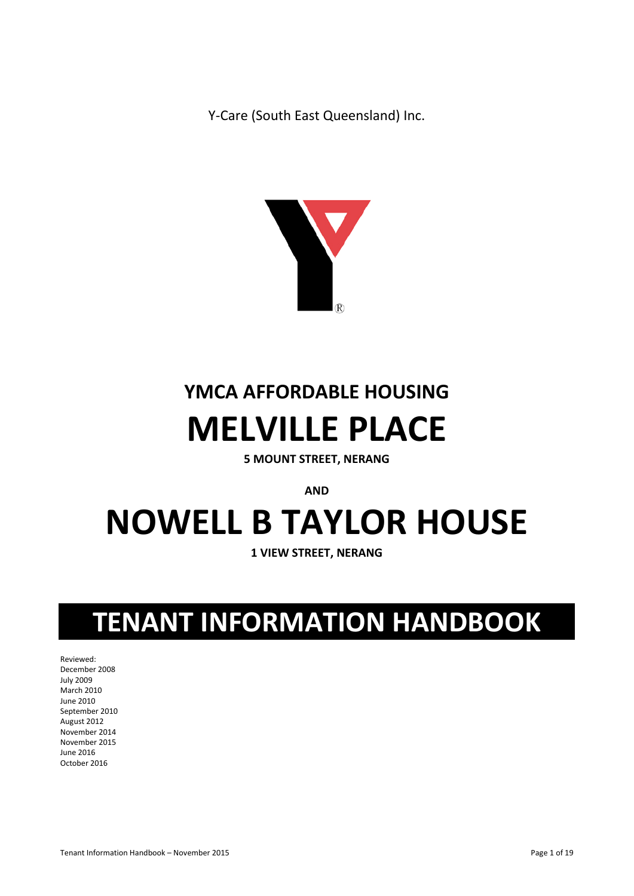Y-Care (South East Queensland) Inc.

## YMCA AFFORDABLE HOUSING

# MELVILLE PLACE

**5 MOUNT STREET, NERANG**

**AND**

# NOWELL B TAYLOR HOUSE

**1 VIEW STREET, NERANG**

# TENANT INFORMATION HANDBOOK

Reviewed:
December 2008
July 2009
March 2010
June 2010
September 2010
August 2012
November 2014
November 2015
June 2016
October 2016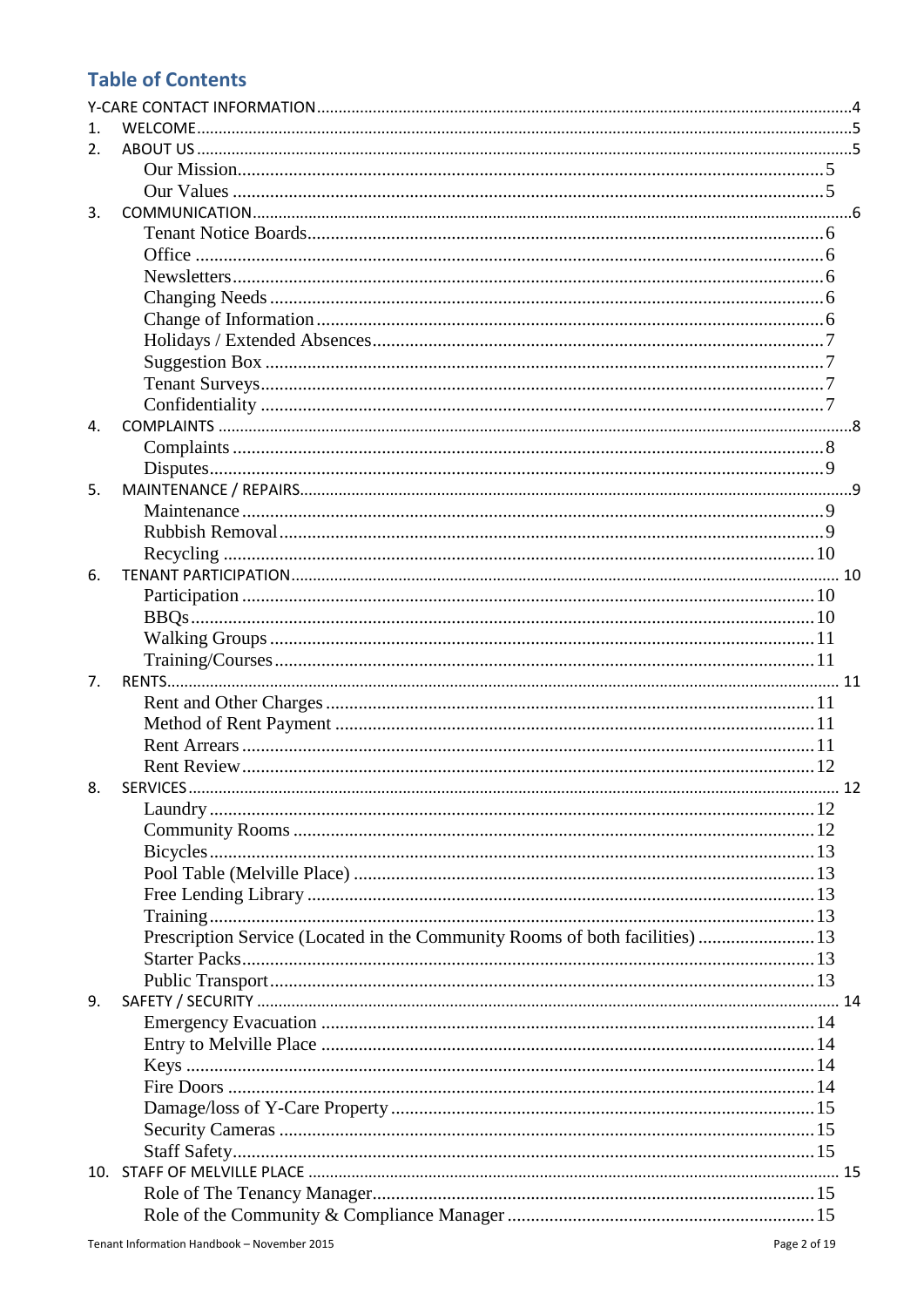## Table of Contents

- Y-CARE CONTACT INFORMATION ........ 4
- 1. WELCOME ........ 5
- 2. ABOUT US ........ 5
  - Our Mission ........ 5
  - Our Values ........ 5
- 3. COMMUNICATION ........ 6
  - Tenant Notice Boards ........ 6
  - Office ........ 6
  - Newsletters ........ 6
  - Changing Needs ........ 6
  - Change of Information ........ 6
  - Holidays / Extended Absences ........ 7
  - Suggestion Box ........ 7
  - Tenant Surveys ........ 7
  - Confidentiality ........ 7
- 4. COMPLAINTS ........ 8
  - Complaints ........ 8
  - Disputes ........ 9
- 5. MAINTENANCE / REPAIRS ........ 9
  - Maintenance ........ 9
  - Rubbish Removal ........ 9
  - Recycling ........ 10
- 6. TENANT PARTICIPATION ........ 10
  - Participation ........ 10
  - BBQs ........ 10
  - Walking Groups ........ 11
  - Training/Courses ........ 11
- 7. RENTS ........ 11
  - Rent and Other Charges ........ 11
  - Method of Rent Payment ........ 11
  - Rent Arrears ........ 11
  - Rent Review ........ 12
- 8. SERVICES ........ 12
  - Laundry ........ 12
  - Community Rooms ........ 12
  - Bicycles ........ 13
  - Pool Table (Melville Place) ........ 13
  - Free Lending Library ........ 13
  - Training ........ 13
  - Prescription Service (Located in the Community Rooms of both facilities) ........ 13
  - Starter Packs ........ 13
  - Public Transport ........ 13
- 9. SAFETY / SECURITY ........ 14
  - Emergency Evacuation ........ 14
  - Entry to Melville Place ........ 14
  - Keys ........ 14
  - Fire Doors ........ 14
  - Damage/loss of Y-Care Property ........ 15
  - Security Cameras ........ 15
  - Staff Safety ........ 15
- 10. STAFF OF MELVILLE PLACE ........ 15
  - Role of The Tenancy Manager ........ 15
  - Role of the Community & Compliance Manager ........ 15

Tenant Information Handbook – November 2015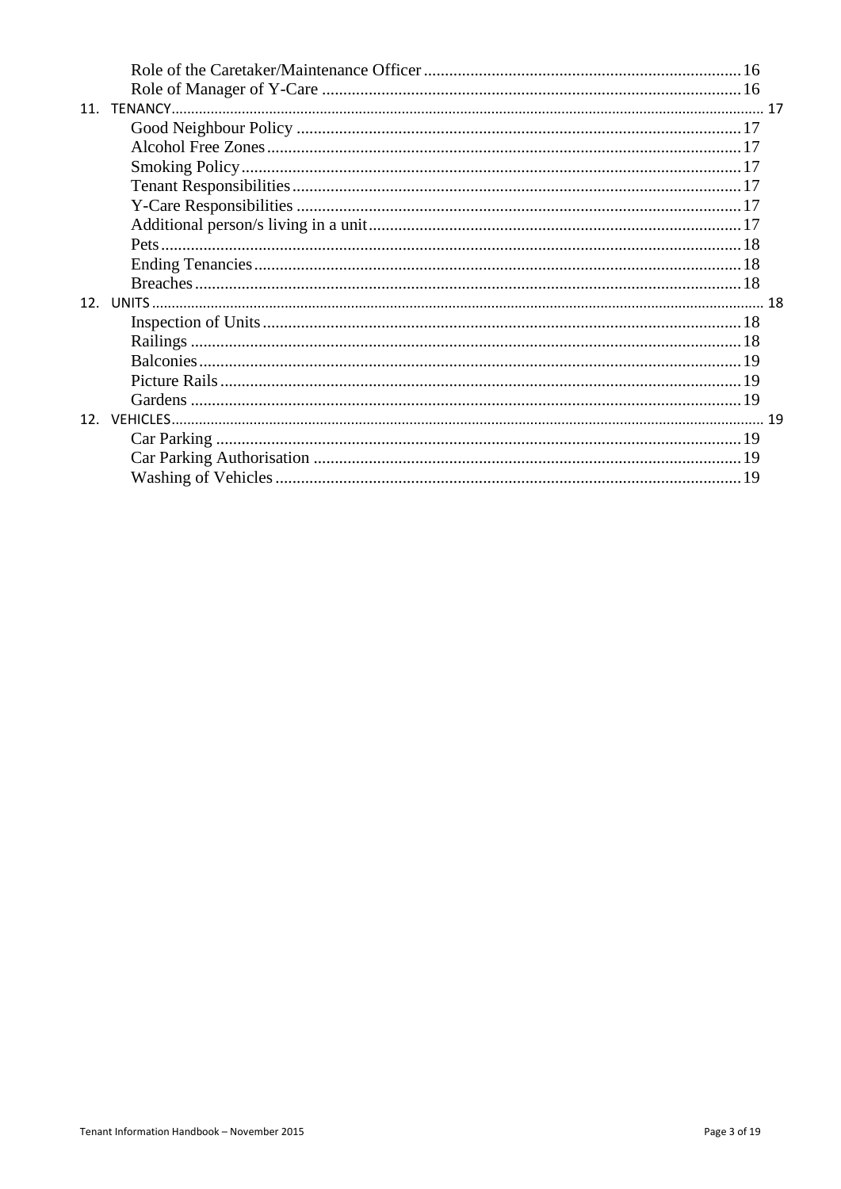Role of the Caretaker/Maintenance Officer .......... 16
Role of Manager of Y-Care .......... 16

11. TENANCY .......... 17
    - Good Neighbour Policy .......... 17
    - Alcohol Free Zones .......... 17
    - Smoking Policy .......... 17
    - Tenant Responsibilities .......... 17
    - Y-Care Responsibilities .......... 17
    - Additional person/s living in a unit .......... 17
    - Pets .......... 18
    - Ending Tenancies .......... 18
    - Breaches .......... 18

12. UNITS .......... 18
    - Inspection of Units .......... 18
    - Railings .......... 18
    - Balconies .......... 19
    - Picture Rails .......... 19
    - Gardens .......... 19

12. VEHICLES .......... 19
    - Car Parking .......... 19
    - Car Parking Authorisation .......... 19
    - Washing of Vehicles .......... 19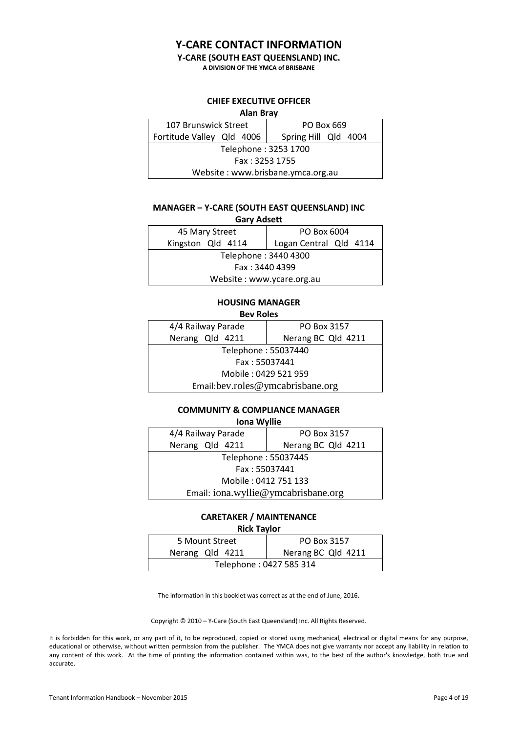# Y-CARE CONTACT INFORMATION

**Y-CARE (SOUTH EAST QUEENSLAND) INC.**

**A DIVISION OF THE YMCA of BRISBANE**

### CHIEF EXECUTIVE OFFICER

**Alan Bray**

| 107 Brunswick Street | PO Box 669 |
|---|---|
| Fortitude Valley Qld 4006 | Spring Hill Qld 4004 |
| Telephone : 3253 1700 | |
| Fax : 3253 1755 | |
| Website : www.brisbane.ymca.org.au | |

### MANAGER – Y-CARE (SOUTH EAST QUEENSLAND) INC

**Gary Adsett**

| 45 Mary Street | PO Box 6004 |
|---|---|
| Kingston Qld 4114 | Logan Central Qld 4114 |
| Telephone : 3440 4300 | |
| Fax : 3440 4399 | |
| Website : www.ycare.org.au | |

### HOUSING MANAGER

**Bev Roles**

| 4/4 Railway Parade | PO Box 3157 |
|---|---|
| Nerang Qld 4211 | Nerang BC Qld 4211 |
| Telephone : 55037440 | |
| Fax : 55037441 | |
| Mobile : 0429 521 959 | |
| Email:bev.roles@ymcabrisbane.org | |

### COMMUNITY & COMPLIANCE MANAGER

**Iona Wyllie**

| 4/4 Railway Parade | PO Box 3157 |
|---|---|
| Nerang Qld 4211 | Nerang BC Qld 4211 |
| Telephone : 55037445 | |
| Fax : 55037441 | |
| Mobile : 0412 751 133 | |
| Email: iona.wyllie@ymcabrisbane.org | |

### CARETAKER / MAINTENANCE

**Rick Taylor**

| 5 Mount Street | PO Box 3157 |
|---|---|
| Nerang Qld 4211 | Nerang BC Qld 4211 |
| Telephone : 0427 585 314 | |

The information in this booklet was correct as at the end of June, 2016.

Copyright © 2010 – Y-Care (South East Queensland) Inc. All Rights Reserved.

It is forbidden for this work, or any part of it, to be reproduced, copied or stored using mechanical, electrical or digital means for any purpose, educational or otherwise, without written permission from the publisher. The YMCA does not give warranty nor accept any liability in relation to any content of this work. At the time of printing the information contained within was, to the best of the author's knowledge, both true and accurate.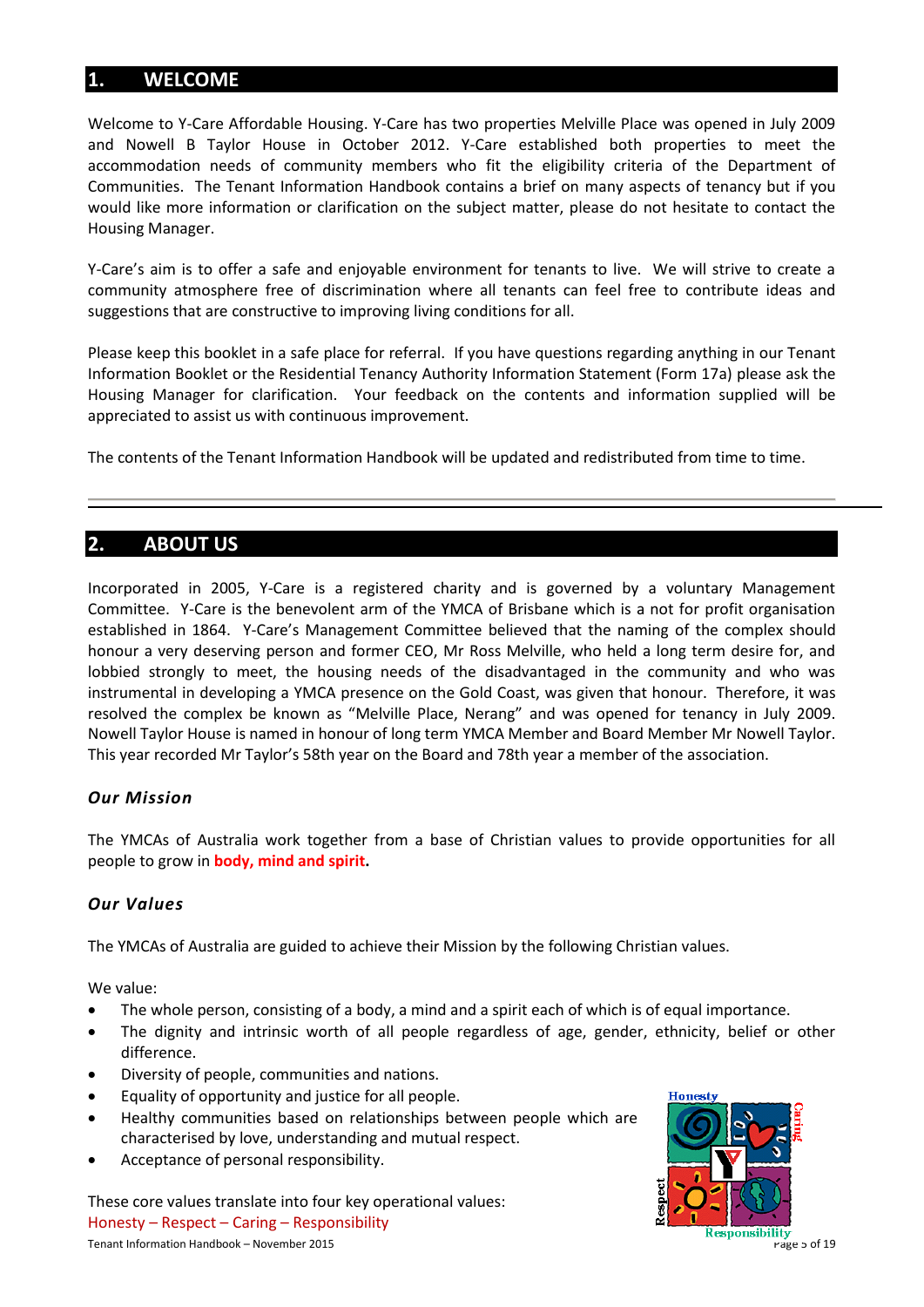## 1. WELCOME

Welcome to Y-Care Affordable Housing. Y-Care has two properties Melville Place was opened in July 2009 and Nowell B Taylor House in October 2012. Y-Care established both properties to meet the accommodation needs of community members who fit the eligibility criteria of the Department of Communities. The Tenant Information Handbook contains a brief on many aspects of tenancy but if you would like more information or clarification on the subject matter, please do not hesitate to contact the Housing Manager.

Y-Care's aim is to offer a safe and enjoyable environment for tenants to live. We will strive to create a community atmosphere free of discrimination where all tenants can feel free to contribute ideas and suggestions that are constructive to improving living conditions for all.

Please keep this booklet in a safe place for referral. If you have questions regarding anything in our Tenant Information Booklet or the Residential Tenancy Authority Information Statement (Form 17a) please ask the Housing Manager for clarification. Your feedback on the contents and information supplied will be appreciated to assist us with continuous improvement.

The contents of the Tenant Information Handbook will be updated and redistributed from time to time.

---

## 2. ABOUT US

Incorporated in 2005, Y-Care is a registered charity and is governed by a voluntary Management Committee. Y-Care is the benevolent arm of the YMCA of Brisbane which is a not for profit organisation established in 1864. Y-Care's Management Committee believed that the naming of the complex should honour a very deserving person and former CEO, Mr Ross Melville, who held a long term desire for, and lobbied strongly to meet, the housing needs of the disadvantaged in the community and who was instrumental in developing a YMCA presence on the Gold Coast, was given that honour. Therefore, it was resolved the complex be known as "Melville Place, Nerang" and was opened for tenancy in July 2009. Nowell Taylor House is named in honour of long term YMCA Member and Board Member Mr Nowell Taylor. This year recorded Mr Taylor's 58th year on the Board and 78th year a member of the association.

### *Our Mission*

The YMCAs of Australia work together from a base of Christian values to provide opportunities for all people to grow in **body, mind and spirit.**

### *Our Values*

The YMCAs of Australia are guided to achieve their Mission by the following Christian values.

We value:

- The whole person, consisting of a body, a mind and a spirit each of which is of equal importance.
- The dignity and intrinsic worth of all people regardless of age, gender, ethnicity, belief or other difference.
- Diversity of people, communities and nations.
- Equality of opportunity and justice for all people.
- Healthy communities based on relationships between people which are characterised by love, understanding and mutual respect.
- Acceptance of personal responsibility.

These core values translate into four key operational values:
Honesty – Respect – Caring – Responsibility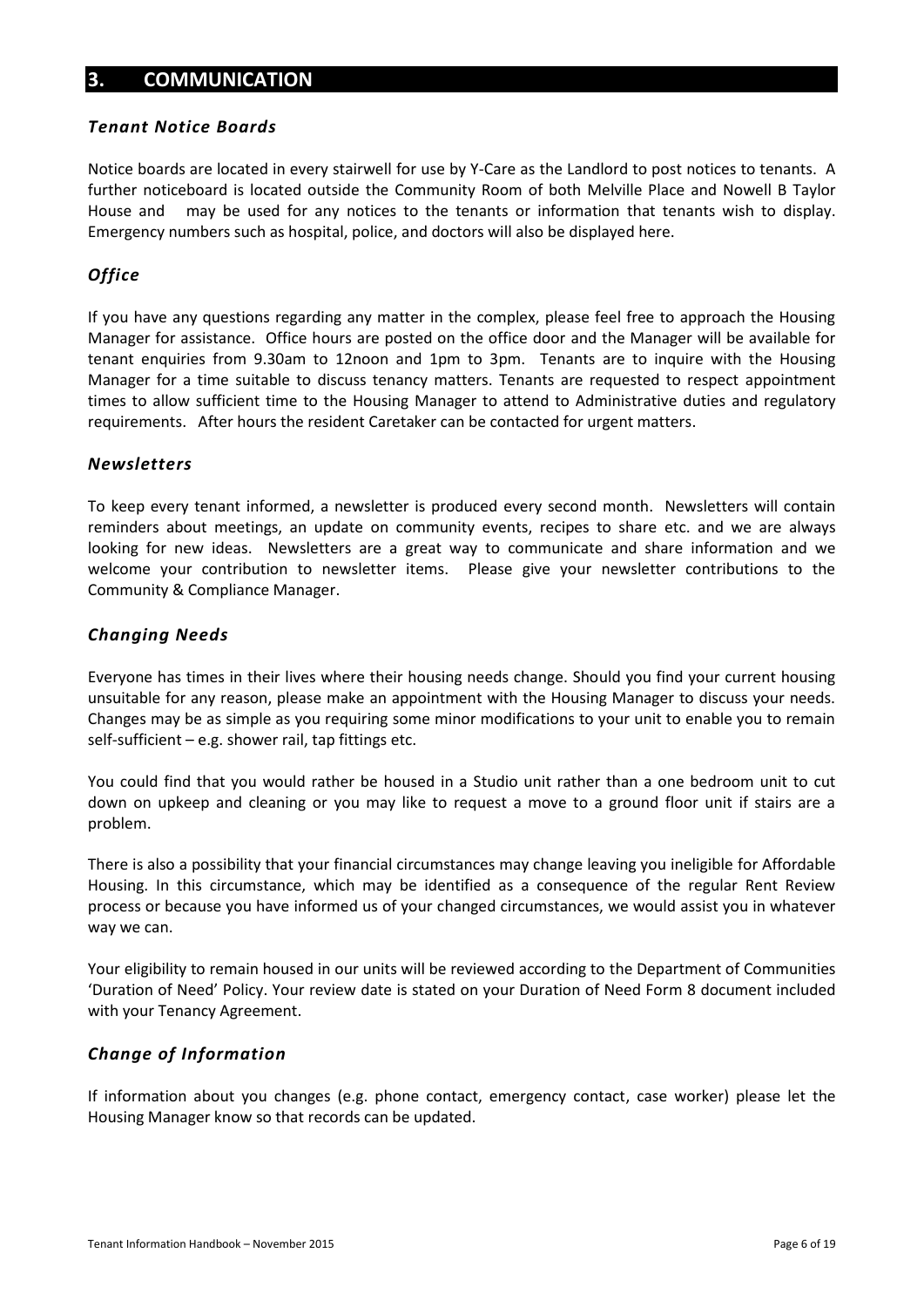## 3. COMMUNICATION

### *Tenant Notice Boards*

Notice boards are located in every stairwell for use by Y-Care as the Landlord to post notices to tenants. A further noticeboard is located outside the Community Room of both Melville Place and Nowell B Taylor House and may be used for any notices to the tenants or information that tenants wish to display. Emergency numbers such as hospital, police, and doctors will also be displayed here.

### *Office*

If you have any questions regarding any matter in the complex, please feel free to approach the Housing Manager for assistance. Office hours are posted on the office door and the Manager will be available for tenant enquiries from 9.30am to 12noon and 1pm to 3pm. Tenants are to inquire with the Housing Manager for a time suitable to discuss tenancy matters. Tenants are requested to respect appointment times to allow sufficient time to the Housing Manager to attend to Administrative duties and regulatory requirements. After hours the resident Caretaker can be contacted for urgent matters.

### *Newsletters*

To keep every tenant informed, a newsletter is produced every second month. Newsletters will contain reminders about meetings, an update on community events, recipes to share etc. and we are always looking for new ideas. Newsletters are a great way to communicate and share information and we welcome your contribution to newsletter items. Please give your newsletter contributions to the Community & Compliance Manager.

### *Changing Needs*

Everyone has times in their lives where their housing needs change. Should you find your current housing unsuitable for any reason, please make an appointment with the Housing Manager to discuss your needs. Changes may be as simple as you requiring some minor modifications to your unit to enable you to remain self-sufficient – e.g. shower rail, tap fittings etc.

You could find that you would rather be housed in a Studio unit rather than a one bedroom unit to cut down on upkeep and cleaning or you may like to request a move to a ground floor unit if stairs are a problem.

There is also a possibility that your financial circumstances may change leaving you ineligible for Affordable Housing. In this circumstance, which may be identified as a consequence of the regular Rent Review process or because you have informed us of your changed circumstances, we would assist you in whatever way we can.

Your eligibility to remain housed in our units will be reviewed according to the Department of Communities 'Duration of Need' Policy. Your review date is stated on your Duration of Need Form 8 document included with your Tenancy Agreement.

### *Change of Information*

If information about you changes (e.g. phone contact, emergency contact, case worker) please let the Housing Manager know so that records can be updated.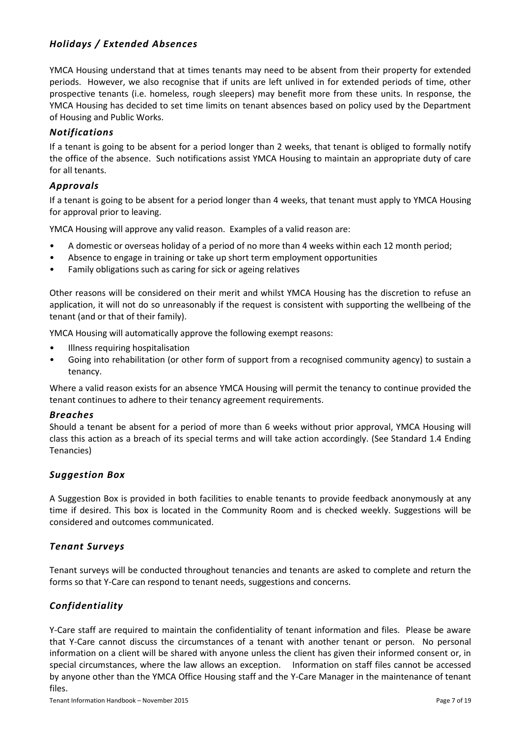## *Holidays / Extended Absences*

YMCA Housing understand that at times tenants may need to be absent from their property for extended periods. However, we also recognise that if units are left unlived in for extended periods of time, other prospective tenants (i.e. homeless, rough sleepers) may benefit more from these units. In response, the YMCA Housing has decided to set time limits on tenant absences based on policy used by the Department of Housing and Public Works.

### *Notifications*

If a tenant is going to be absent for a period longer than 2 weeks, that tenant is obliged to formally notify the office of the absence. Such notifications assist YMCA Housing to maintain an appropriate duty of care for all tenants.

### *Approvals*

If a tenant is going to be absent for a period longer than 4 weeks, that tenant must apply to YMCA Housing for approval prior to leaving.

YMCA Housing will approve any valid reason. Examples of a valid reason are:

- A domestic or overseas holiday of a period of no more than 4 weeks within each 12 month period;
- Absence to engage in training or take up short term employment opportunities
- Family obligations such as caring for sick or ageing relatives

Other reasons will be considered on their merit and whilst YMCA Housing has the discretion to refuse an application, it will not do so unreasonably if the request is consistent with supporting the wellbeing of the tenant (and or that of their family).

YMCA Housing will automatically approve the following exempt reasons:

- Illness requiring hospitalisation
- Going into rehabilitation (or other form of support from a recognised community agency) to sustain a tenancy.

Where a valid reason exists for an absence YMCA Housing will permit the tenancy to continue provided the tenant continues to adhere to their tenancy agreement requirements.

### *Breaches*

Should a tenant be absent for a period of more than 6 weeks without prior approval, YMCA Housing will class this action as a breach of its special terms and will take action accordingly. (See Standard 1.4 Ending Tenancies)

## *Suggestion Box*

A Suggestion Box is provided in both facilities to enable tenants to provide feedback anonymously at any time if desired. This box is located in the Community Room and is checked weekly. Suggestions will be considered and outcomes communicated.

## *Tenant Surveys*

Tenant surveys will be conducted throughout tenancies and tenants are asked to complete and return the forms so that Y-Care can respond to tenant needs, suggestions and concerns.

## *Confidentiality*

Y-Care staff are required to maintain the confidentiality of tenant information and files. Please be aware that Y-Care cannot discuss the circumstances of a tenant with another tenant or person. No personal information on a client will be shared with anyone unless the client has given their informed consent or, in special circumstances, where the law allows an exception. Information on staff files cannot be accessed by anyone other than the YMCA Office Housing staff and the Y-Care Manager in the maintenance of tenant files.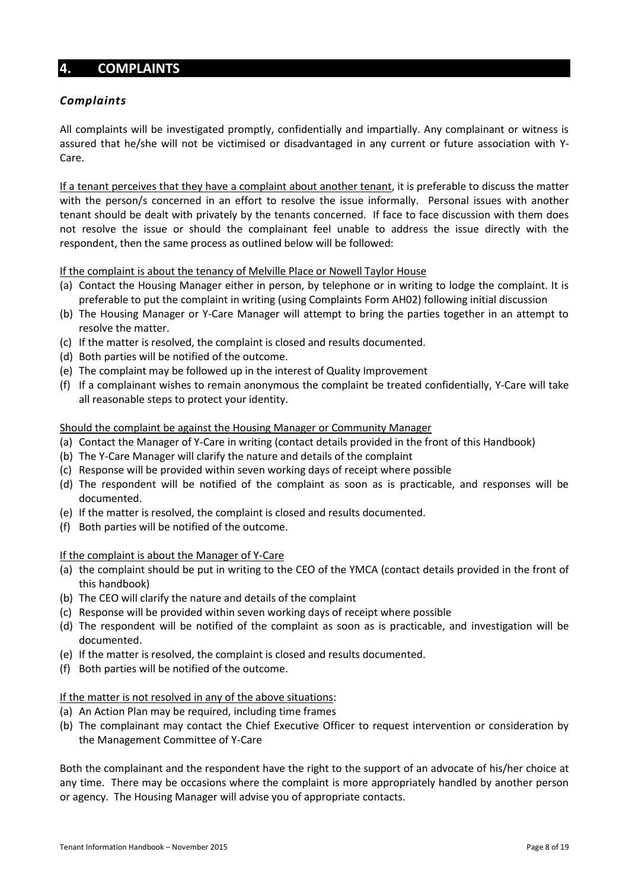# 4. COMPLAINTS

### *Complaints*

All complaints will be investigated promptly, confidentially and impartially. Any complainant or witness is assured that he/she will not be victimised or disadvantaged in any current or future association with Y-Care.

If a tenant perceives that they have a complaint about another tenant, it is preferable to discuss the matter with the person/s concerned in an effort to resolve the issue informally. Personal issues with another tenant should be dealt with privately by the tenants concerned. If face to face discussion with them does not resolve the issue or should the complainant feel unable to address the issue directly with the respondent, then the same process as outlined below will be followed:

If the complaint is about the tenancy of Melville Place or Nowell Taylor House

(a) Contact the Housing Manager either in person, by telephone or in writing to lodge the complaint. It is preferable to put the complaint in writing (using Complaints Form AH02) following initial discussion
(b) The Housing Manager or Y-Care Manager will attempt to bring the parties together in an attempt to resolve the matter.
(c) If the matter is resolved, the complaint is closed and results documented.
(d) Both parties will be notified of the outcome.
(e) The complaint may be followed up in the interest of Quality Improvement
(f) If a complainant wishes to remain anonymous the complaint be treated confidentially, Y-Care will take all reasonable steps to protect your identity.

Should the complaint be against the Housing Manager or Community Manager

(a) Contact the Manager of Y-Care in writing (contact details provided in the front of this Handbook)
(b) The Y-Care Manager will clarify the nature and details of the complaint
(c) Response will be provided within seven working days of receipt where possible
(d) The respondent will be notified of the complaint as soon as is practicable, and responses will be documented.
(e) If the matter is resolved, the complaint is closed and results documented.
(f) Both parties will be notified of the outcome.

If the complaint is about the Manager of Y-Care

(a) the complaint should be put in writing to the CEO of the YMCA (contact details provided in the front of this handbook)
(b) The CEO will clarify the nature and details of the complaint
(c) Response will be provided within seven working days of receipt where possible
(d) The respondent will be notified of the complaint as soon as is practicable, and investigation will be documented.
(e) If the matter is resolved, the complaint is closed and results documented.
(f) Both parties will be notified of the outcome.

If the matter is not resolved in any of the above situations:

(a) An Action Plan may be required, including time frames
(b) The complainant may contact the Chief Executive Officer to request intervention or consideration by the Management Committee of Y-Care

Both the complainant and the respondent have the right to the support of an advocate of his/her choice at any time. There may be occasions where the complaint is more appropriately handled by another person or agency. The Housing Manager will advise you of appropriate contacts.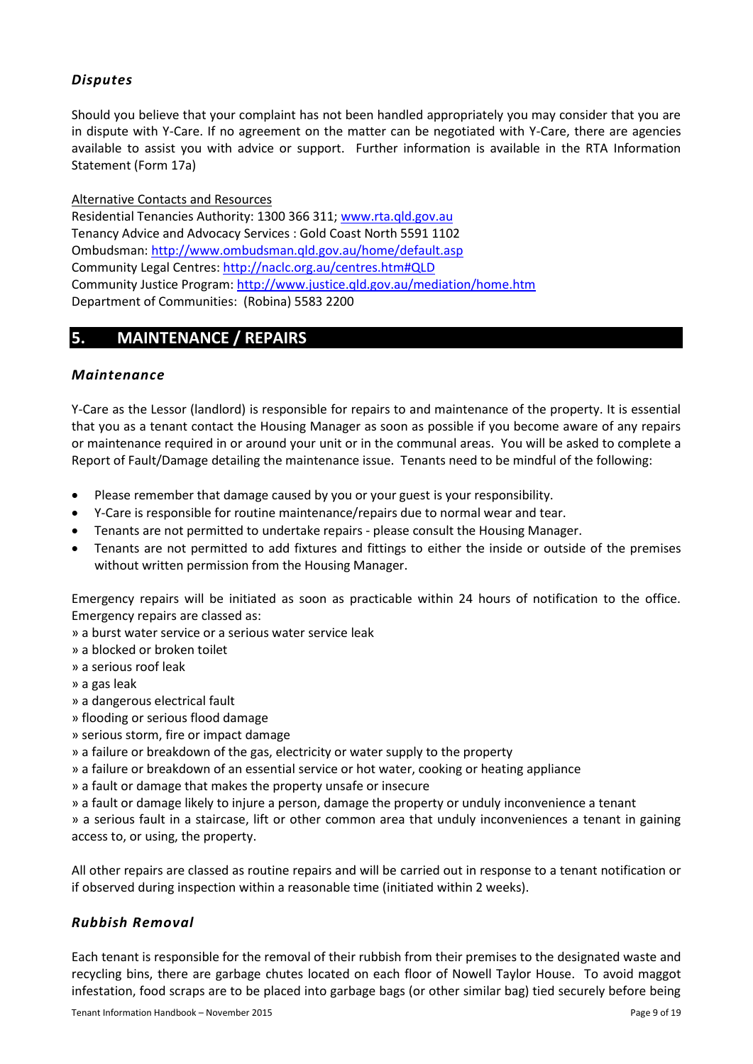### *Disputes*

Should you believe that your complaint has not been handled appropriately you may consider that you are in dispute with Y-Care. If no agreement on the matter can be negotiated with Y-Care, there are agencies available to assist you with advice or support. Further information is available in the RTA Information Statement (Form 17a)

Alternative Contacts and Resources
Residential Tenancies Authority: 1300 366 311; www.rta.qld.gov.au
Tenancy Advice and Advocacy Services : Gold Coast North 5591 1102
Ombudsman: http://www.ombudsman.qld.gov.au/home/default.asp
Community Legal Centres: http://naclc.org.au/centres.htm#QLD
Community Justice Program: http://www.justice.qld.gov.au/mediation/home.htm
Department of Communities: (Robina) 5583 2200

## 5. MAINTENANCE / REPAIRS

### *Maintenance*

Y-Care as the Lessor (landlord) is responsible for repairs to and maintenance of the property. It is essential that you as a tenant contact the Housing Manager as soon as possible if you become aware of any repairs or maintenance required in or around your unit or in the communal areas. You will be asked to complete a Report of Fault/Damage detailing the maintenance issue. Tenants need to be mindful of the following:

- Please remember that damage caused by you or your guest is your responsibility.
- Y-Care is responsible for routine maintenance/repairs due to normal wear and tear.
- Tenants are not permitted to undertake repairs - please consult the Housing Manager.
- Tenants are not permitted to add fixtures and fittings to either the inside or outside of the premises without written permission from the Housing Manager.

Emergency repairs will be initiated as soon as practicable within 24 hours of notification to the office. Emergency repairs are classed as:
» a burst water service or a serious water service leak
» a blocked or broken toilet
» a serious roof leak
» a gas leak
» a dangerous electrical fault
» flooding or serious flood damage
» serious storm, fire or impact damage
» a failure or breakdown of the gas, electricity or water supply to the property
» a failure or breakdown of an essential service or hot water, cooking or heating appliance
» a fault or damage that makes the property unsafe or insecure
» a fault or damage likely to injure a person, damage the property or unduly inconvenience a tenant
» a serious fault in a staircase, lift or other common area that unduly inconveniences a tenant in gaining access to, or using, the property.

All other repairs are classed as routine repairs and will be carried out in response to a tenant notification or if observed during inspection within a reasonable time (initiated within 2 weeks).

### *Rubbish Removal*

Each tenant is responsible for the removal of their rubbish from their premises to the designated waste and recycling bins, there are garbage chutes located on each floor of Nowell Taylor House. To avoid maggot infestation, food scraps are to be placed into garbage bags (or other similar bag) tied securely before being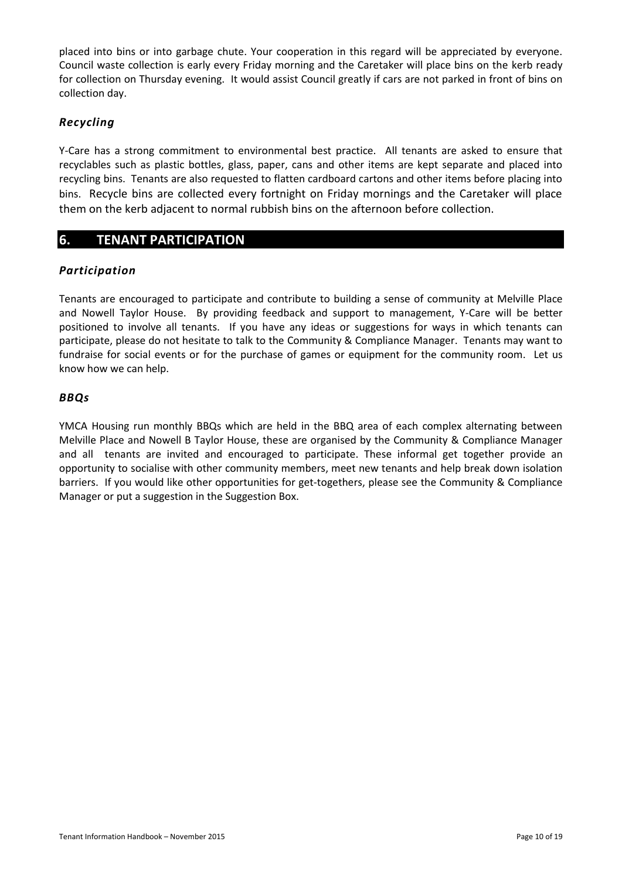placed into bins or into garbage chute. Your cooperation in this regard will be appreciated by everyone. Council waste collection is early every Friday morning and the Caretaker will place bins on the kerb ready for collection on Thursday evening. It would assist Council greatly if cars are not parked in front of bins on collection day.

### *Recycling*

Y-Care has a strong commitment to environmental best practice. All tenants are asked to ensure that recyclables such as plastic bottles, glass, paper, cans and other items are kept separate and placed into recycling bins. Tenants are also requested to flatten cardboard cartons and other items before placing into bins. Recycle bins are collected every fortnight on Friday mornings and the Caretaker will place them on the kerb adjacent to normal rubbish bins on the afternoon before collection.

## 6. TENANT PARTICIPATION

### *Participation*

Tenants are encouraged to participate and contribute to building a sense of community at Melville Place and Nowell Taylor House. By providing feedback and support to management, Y-Care will be better positioned to involve all tenants. If you have any ideas or suggestions for ways in which tenants can participate, please do not hesitate to talk to the Community & Compliance Manager. Tenants may want to fundraise for social events or for the purchase of games or equipment for the community room. Let us know how we can help.

### *BBQs*

YMCA Housing run monthly BBQs which are held in the BBQ area of each complex alternating between Melville Place and Nowell B Taylor House, these are organised by the Community & Compliance Manager and all tenants are invited and encouraged to participate. These informal get together provide an opportunity to socialise with other community members, meet new tenants and help break down isolation barriers. If you would like other opportunities for get-togethers, please see the Community & Compliance Manager or put a suggestion in the Suggestion Box.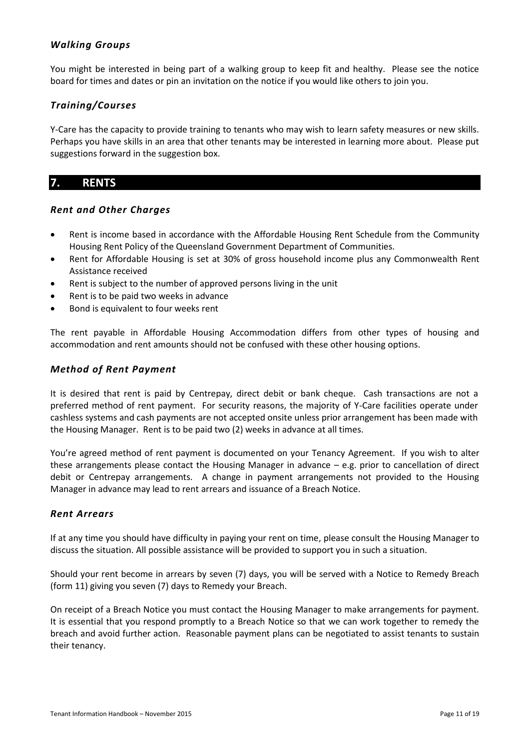### *Walking Groups*

You might be interested in being part of a walking group to keep fit and healthy. Please see the notice board for times and dates or pin an invitation on the notice if you would like others to join you.

### *Training/Courses*

Y-Care has the capacity to provide training to tenants who may wish to learn safety measures or new skills. Perhaps you have skills in an area that other tenants may be interested in learning more about. Please put suggestions forward in the suggestion box.

## 7. RENTS

### *Rent and Other Charges*

- Rent is income based in accordance with the Affordable Housing Rent Schedule from the Community Housing Rent Policy of the Queensland Government Department of Communities.
- Rent for Affordable Housing is set at 30% of gross household income plus any Commonwealth Rent Assistance received
- Rent is subject to the number of approved persons living in the unit
- Rent is to be paid two weeks in advance
- Bond is equivalent to four weeks rent

The rent payable in Affordable Housing Accommodation differs from other types of housing and accommodation and rent amounts should not be confused with these other housing options.

### *Method of Rent Payment*

It is desired that rent is paid by Centrepay, direct debit or bank cheque. Cash transactions are not a preferred method of rent payment. For security reasons, the majority of Y-Care facilities operate under cashless systems and cash payments are not accepted onsite unless prior arrangement has been made with the Housing Manager. Rent is to be paid two (2) weeks in advance at all times.

You're agreed method of rent payment is documented on your Tenancy Agreement. If you wish to alter these arrangements please contact the Housing Manager in advance – e.g. prior to cancellation of direct debit or Centrepay arrangements. A change in payment arrangements not provided to the Housing Manager in advance may lead to rent arrears and issuance of a Breach Notice.

### *Rent Arrears*

If at any time you should have difficulty in paying your rent on time, please consult the Housing Manager to discuss the situation. All possible assistance will be provided to support you in such a situation.

Should your rent become in arrears by seven (7) days, you will be served with a Notice to Remedy Breach (form 11) giving you seven (7) days to Remedy your Breach.

On receipt of a Breach Notice you must contact the Housing Manager to make arrangements for payment. It is essential that you respond promptly to a Breach Notice so that we can work together to remedy the breach and avoid further action. Reasonable payment plans can be negotiated to assist tenants to sustain their tenancy.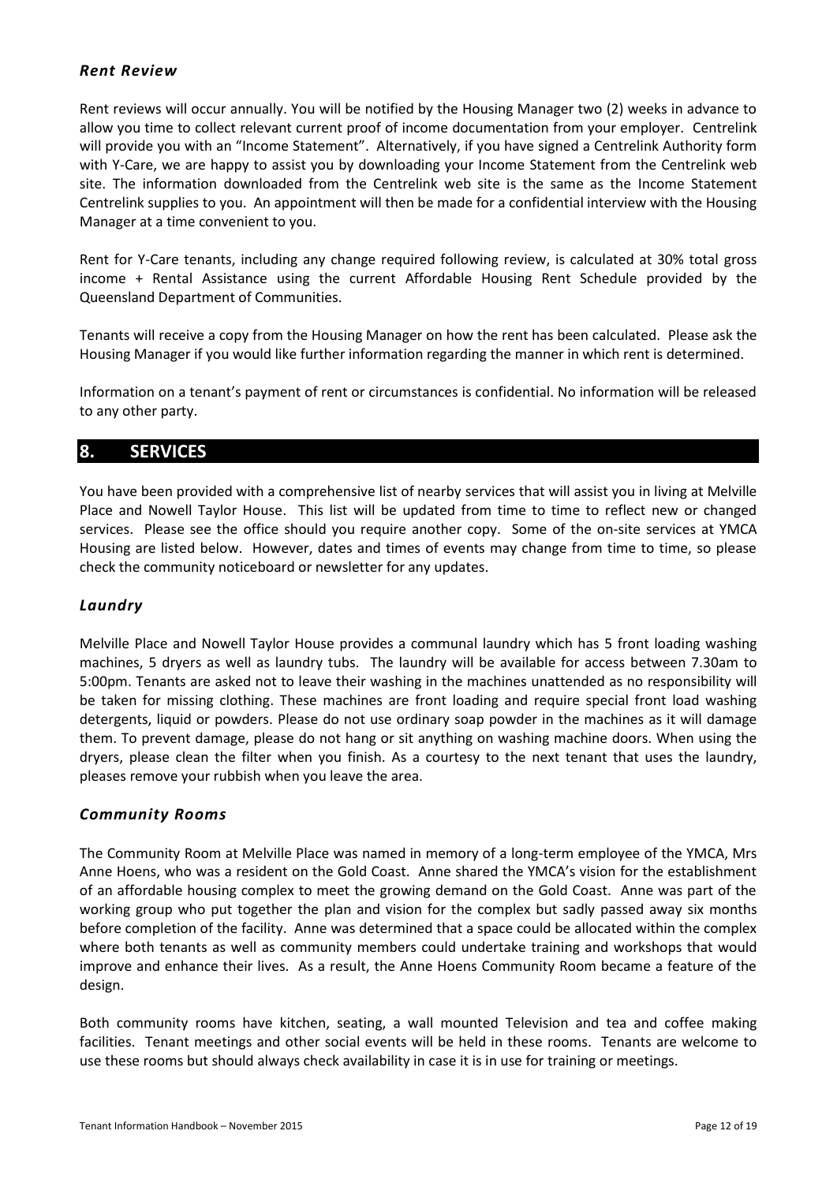### *Rent Review*

Rent reviews will occur annually. You will be notified by the Housing Manager two (2) weeks in advance to allow you time to collect relevant current proof of income documentation from your employer. Centrelink will provide you with an "Income Statement". Alternatively, if you have signed a Centrelink Authority form with Y-Care, we are happy to assist you by downloading your Income Statement from the Centrelink web site. The information downloaded from the Centrelink web site is the same as the Income Statement Centrelink supplies to you. An appointment will then be made for a confidential interview with the Housing Manager at a time convenient to you.

Rent for Y-Care tenants, including any change required following review, is calculated at 30% total gross income + Rental Assistance using the current Affordable Housing Rent Schedule provided by the Queensland Department of Communities.

Tenants will receive a copy from the Housing Manager on how the rent has been calculated. Please ask the Housing Manager if you would like further information regarding the manner in which rent is determined.

Information on a tenant's payment of rent or circumstances is confidential. No information will be released to any other party.

## 8. SERVICES

You have been provided with a comprehensive list of nearby services that will assist you in living at Melville Place and Nowell Taylor House. This list will be updated from time to time to reflect new or changed services. Please see the office should you require another copy. Some of the on-site services at YMCA Housing are listed below. However, dates and times of events may change from time to time, so please check the community noticeboard or newsletter for any updates.

### *Laundry*

Melville Place and Nowell Taylor House provides a communal laundry which has 5 front loading washing machines, 5 dryers as well as laundry tubs. The laundry will be available for access between 7.30am to 5:00pm. Tenants are asked not to leave their washing in the machines unattended as no responsibility will be taken for missing clothing. These machines are front loading and require special front load washing detergents, liquid or powders. Please do not use ordinary soap powder in the machines as it will damage them. To prevent damage, please do not hang or sit anything on washing machine doors. When using the dryers, please clean the filter when you finish. As a courtesy to the next tenant that uses the laundry, pleases remove your rubbish when you leave the area.

### *Community Rooms*

The Community Room at Melville Place was named in memory of a long-term employee of the YMCA, Mrs Anne Hoens, who was a resident on the Gold Coast. Anne shared the YMCA's vision for the establishment of an affordable housing complex to meet the growing demand on the Gold Coast. Anne was part of the working group who put together the plan and vision for the complex but sadly passed away six months before completion of the facility. Anne was determined that a space could be allocated within the complex where both tenants as well as community members could undertake training and workshops that would improve and enhance their lives. As a result, the Anne Hoens Community Room became a feature of the design.

Both community rooms have kitchen, seating, a wall mounted Television and tea and coffee making facilities. Tenant meetings and other social events will be held in these rooms. Tenants are welcome to use these rooms but should always check availability in case it is in use for training or meetings.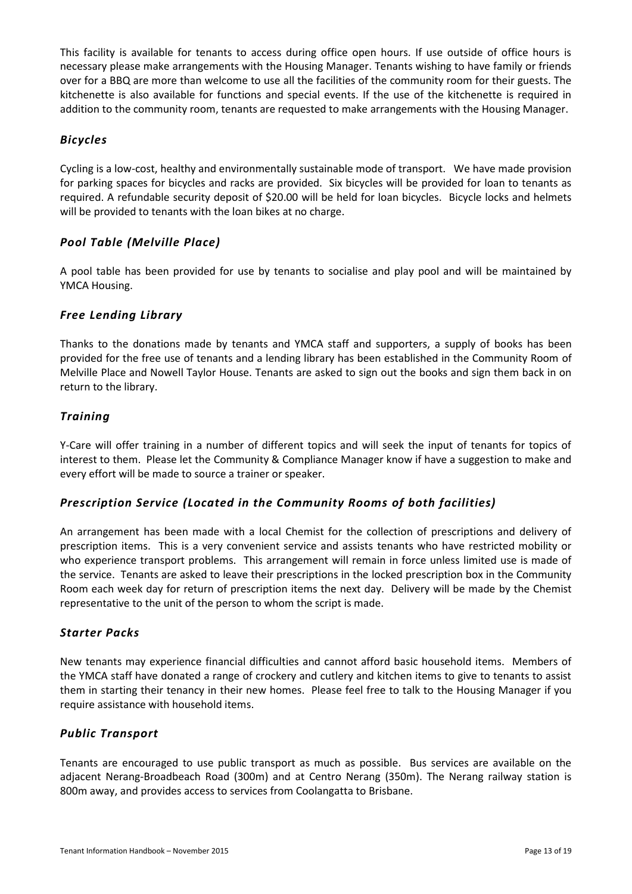This facility is available for tenants to access during office open hours. If use outside of office hours is necessary please make arrangements with the Housing Manager. Tenants wishing to have family or friends over for a BBQ are more than welcome to use all the facilities of the community room for their guests. The kitchenette is also available for functions and special events. If the use of the kitchenette is required in addition to the community room, tenants are requested to make arrangements with the Housing Manager.

### *Bicycles*

Cycling is a low-cost, healthy and environmentally sustainable mode of transport. We have made provision for parking spaces for bicycles and racks are provided. Six bicycles will be provided for loan to tenants as required. A refundable security deposit of $20.00 will be held for loan bicycles. Bicycle locks and helmets will be provided to tenants with the loan bikes at no charge.

### *Pool Table (Melville Place)*

A pool table has been provided for use by tenants to socialise and play pool and will be maintained by YMCA Housing.

### *Free Lending Library*

Thanks to the donations made by tenants and YMCA staff and supporters, a supply of books has been provided for the free use of tenants and a lending library has been established in the Community Room of Melville Place and Nowell Taylor House. Tenants are asked to sign out the books and sign them back in on return to the library.

### *Training*

Y-Care will offer training in a number of different topics and will seek the input of tenants for topics of interest to them. Please let the Community & Compliance Manager know if have a suggestion to make and every effort will be made to source a trainer or speaker.

### *Prescription Service (Located in the Community Rooms of both facilities)*

An arrangement has been made with a local Chemist for the collection of prescriptions and delivery of prescription items. This is a very convenient service and assists tenants who have restricted mobility or who experience transport problems. This arrangement will remain in force unless limited use is made of the service. Tenants are asked to leave their prescriptions in the locked prescription box in the Community Room each week day for return of prescription items the next day. Delivery will be made by the Chemist representative to the unit of the person to whom the script is made.

### *Starter Packs*

New tenants may experience financial difficulties and cannot afford basic household items. Members of the YMCA staff have donated a range of crockery and cutlery and kitchen items to give to tenants to assist them in starting their tenancy in their new homes. Please feel free to talk to the Housing Manager if you require assistance with household items.

### *Public Transport*

Tenants are encouraged to use public transport as much as possible. Bus services are available on the adjacent Nerang-Broadbeach Road (300m) and at Centro Nerang (350m). The Nerang railway station is 800m away, and provides access to services from Coolangatta to Brisbane.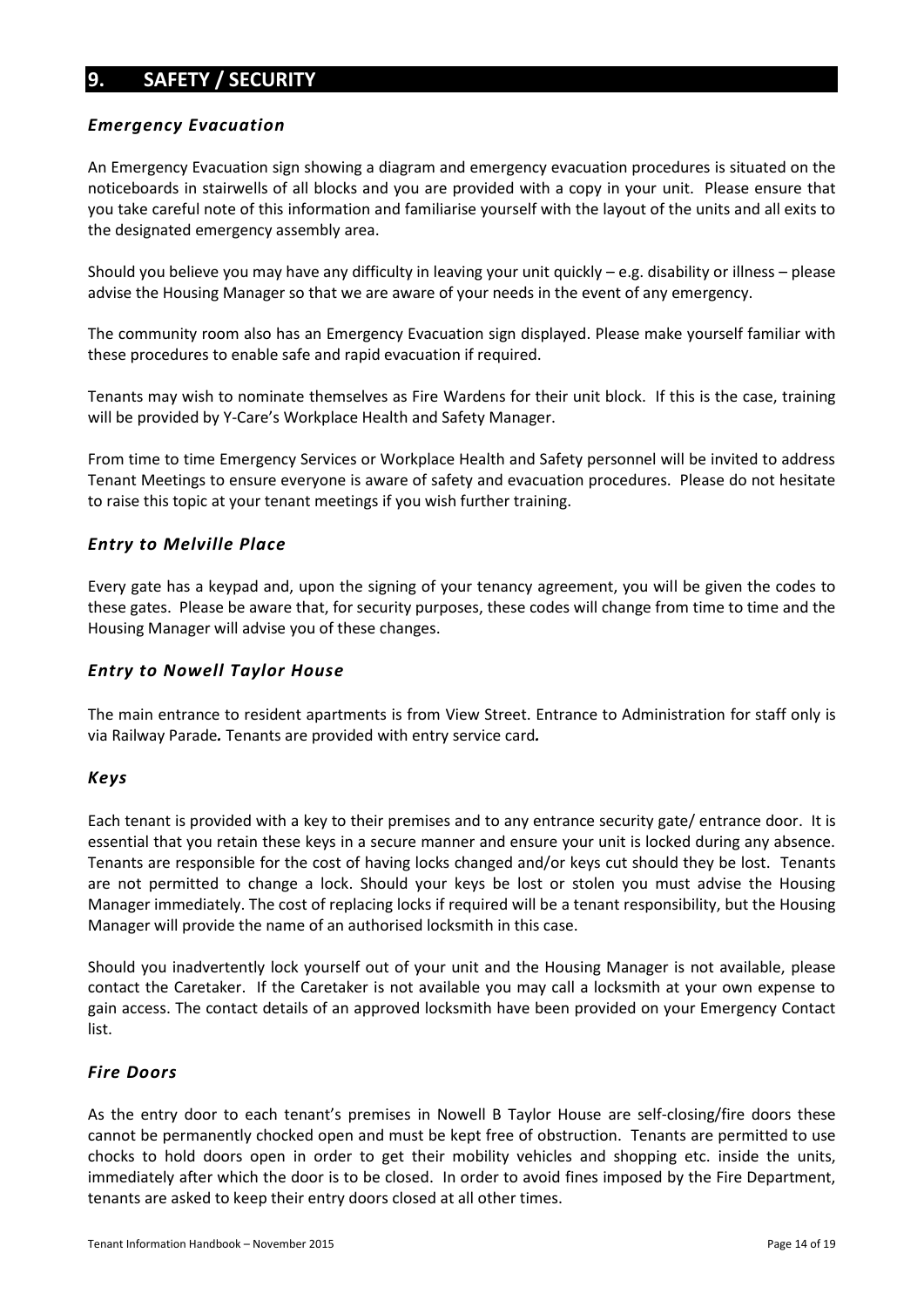## 9. SAFETY / SECURITY

### *Emergency Evacuation*

An Emergency Evacuation sign showing a diagram and emergency evacuation procedures is situated on the noticeboards in stairwells of all blocks and you are provided with a copy in your unit. Please ensure that you take careful note of this information and familiarise yourself with the layout of the units and all exits to the designated emergency assembly area.

Should you believe you may have any difficulty in leaving your unit quickly – e.g. disability or illness – please advise the Housing Manager so that we are aware of your needs in the event of any emergency.

The community room also has an Emergency Evacuation sign displayed. Please make yourself familiar with these procedures to enable safe and rapid evacuation if required.

Tenants may wish to nominate themselves as Fire Wardens for their unit block. If this is the case, training will be provided by Y-Care's Workplace Health and Safety Manager.

From time to time Emergency Services or Workplace Health and Safety personnel will be invited to address Tenant Meetings to ensure everyone is aware of safety and evacuation procedures. Please do not hesitate to raise this topic at your tenant meetings if you wish further training.

### *Entry to Melville Place*

Every gate has a keypad and, upon the signing of your tenancy agreement, you will be given the codes to these gates. Please be aware that, for security purposes, these codes will change from time to time and the Housing Manager will advise you of these changes.

### *Entry to Nowell Taylor House*

The main entrance to resident apartments is from View Street. Entrance to Administration for staff only is via Railway Parade*.* Tenants are provided with entry service card*.*

### *Keys*

Each tenant is provided with a key to their premises and to any entrance security gate/ entrance door. It is essential that you retain these keys in a secure manner and ensure your unit is locked during any absence. Tenants are responsible for the cost of having locks changed and/or keys cut should they be lost. Tenants are not permitted to change a lock. Should your keys be lost or stolen you must advise the Housing Manager immediately. The cost of replacing locks if required will be a tenant responsibility, but the Housing Manager will provide the name of an authorised locksmith in this case.

Should you inadvertently lock yourself out of your unit and the Housing Manager is not available, please contact the Caretaker. If the Caretaker is not available you may call a locksmith at your own expense to gain access. The contact details of an approved locksmith have been provided on your Emergency Contact list.

### *Fire Doors*

As the entry door to each tenant's premises in Nowell B Taylor House are self-closing/fire doors these cannot be permanently chocked open and must be kept free of obstruction. Tenants are permitted to use chocks to hold doors open in order to get their mobility vehicles and shopping etc. inside the units, immediately after which the door is to be closed. In order to avoid fines imposed by the Fire Department, tenants are asked to keep their entry doors closed at all other times.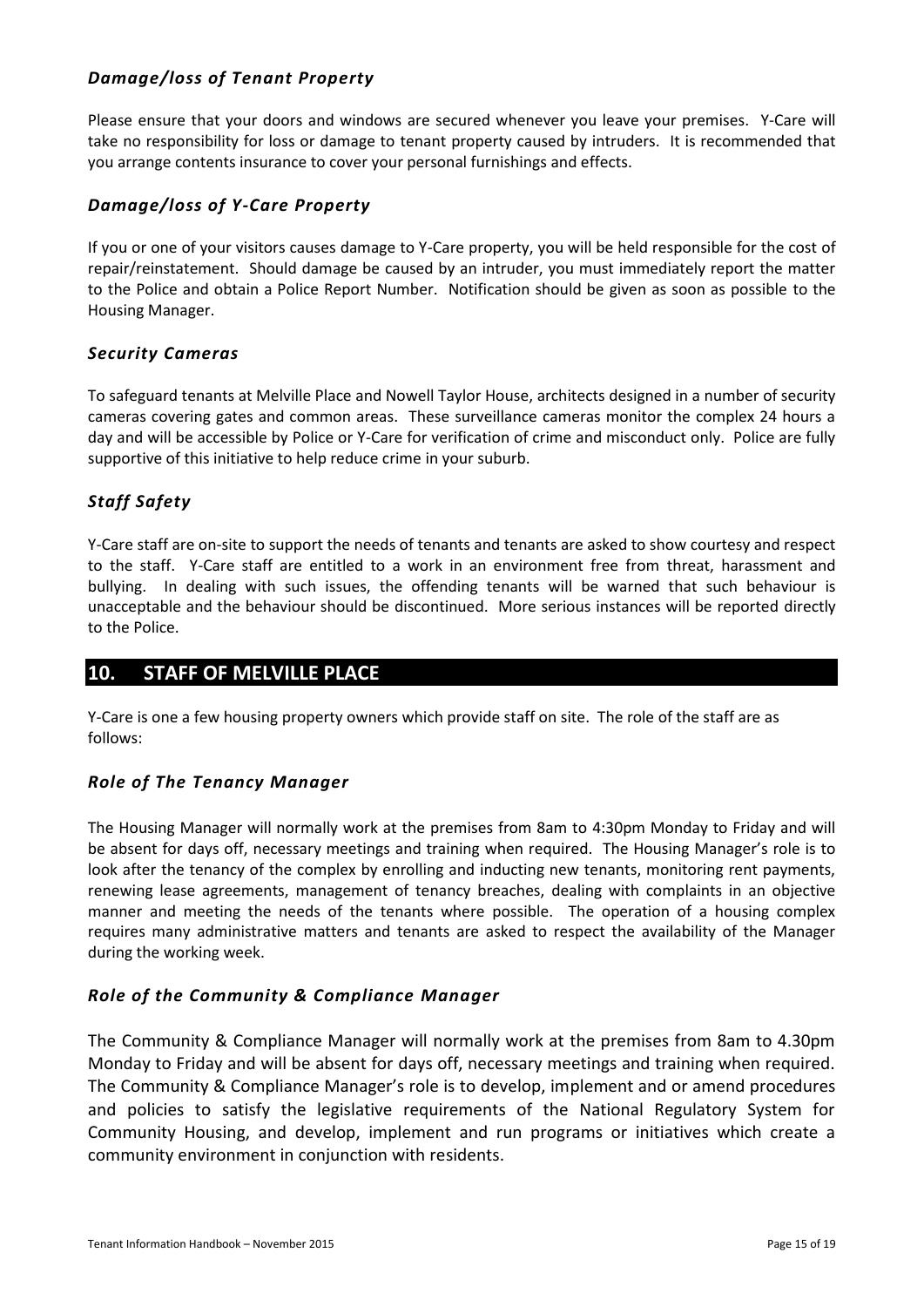### *Damage/loss of Tenant Property*

Please ensure that your doors and windows are secured whenever you leave your premises. Y-Care will take no responsibility for loss or damage to tenant property caused by intruders. It is recommended that you arrange contents insurance to cover your personal furnishings and effects.

### *Damage/loss of Y-Care Property*

If you or one of your visitors causes damage to Y-Care property, you will be held responsible for the cost of repair/reinstatement. Should damage be caused by an intruder, you must immediately report the matter to the Police and obtain a Police Report Number. Notification should be given as soon as possible to the Housing Manager.

### *Security Cameras*

To safeguard tenants at Melville Place and Nowell Taylor House, architects designed in a number of security cameras covering gates and common areas. These surveillance cameras monitor the complex 24 hours a day and will be accessible by Police or Y-Care for verification of crime and misconduct only. Police are fully supportive of this initiative to help reduce crime in your suburb.

### *Staff Safety*

Y-Care staff are on-site to support the needs of tenants and tenants are asked to show courtesy and respect to the staff. Y-Care staff are entitled to a work in an environment free from threat, harassment and bullying. In dealing with such issues, the offending tenants will be warned that such behaviour is unacceptable and the behaviour should be discontinued. More serious instances will be reported directly to the Police.

## 10. STAFF OF MELVILLE PLACE

Y-Care is one a few housing property owners which provide staff on site. The role of the staff are as follows:

### *Role of The Tenancy Manager*

The Housing Manager will normally work at the premises from 8am to 4:30pm Monday to Friday and will be absent for days off, necessary meetings and training when required. The Housing Manager's role is to look after the tenancy of the complex by enrolling and inducting new tenants, monitoring rent payments, renewing lease agreements, management of tenancy breaches, dealing with complaints in an objective manner and meeting the needs of the tenants where possible. The operation of a housing complex requires many administrative matters and tenants are asked to respect the availability of the Manager during the working week.

### *Role of the Community & Compliance Manager*

The Community & Compliance Manager will normally work at the premises from 8am to 4.30pm Monday to Friday and will be absent for days off, necessary meetings and training when required. The Community & Compliance Manager's role is to develop, implement and or amend procedures and policies to satisfy the legislative requirements of the National Regulatory System for Community Housing, and develop, implement and run programs or initiatives which create a community environment in conjunction with residents.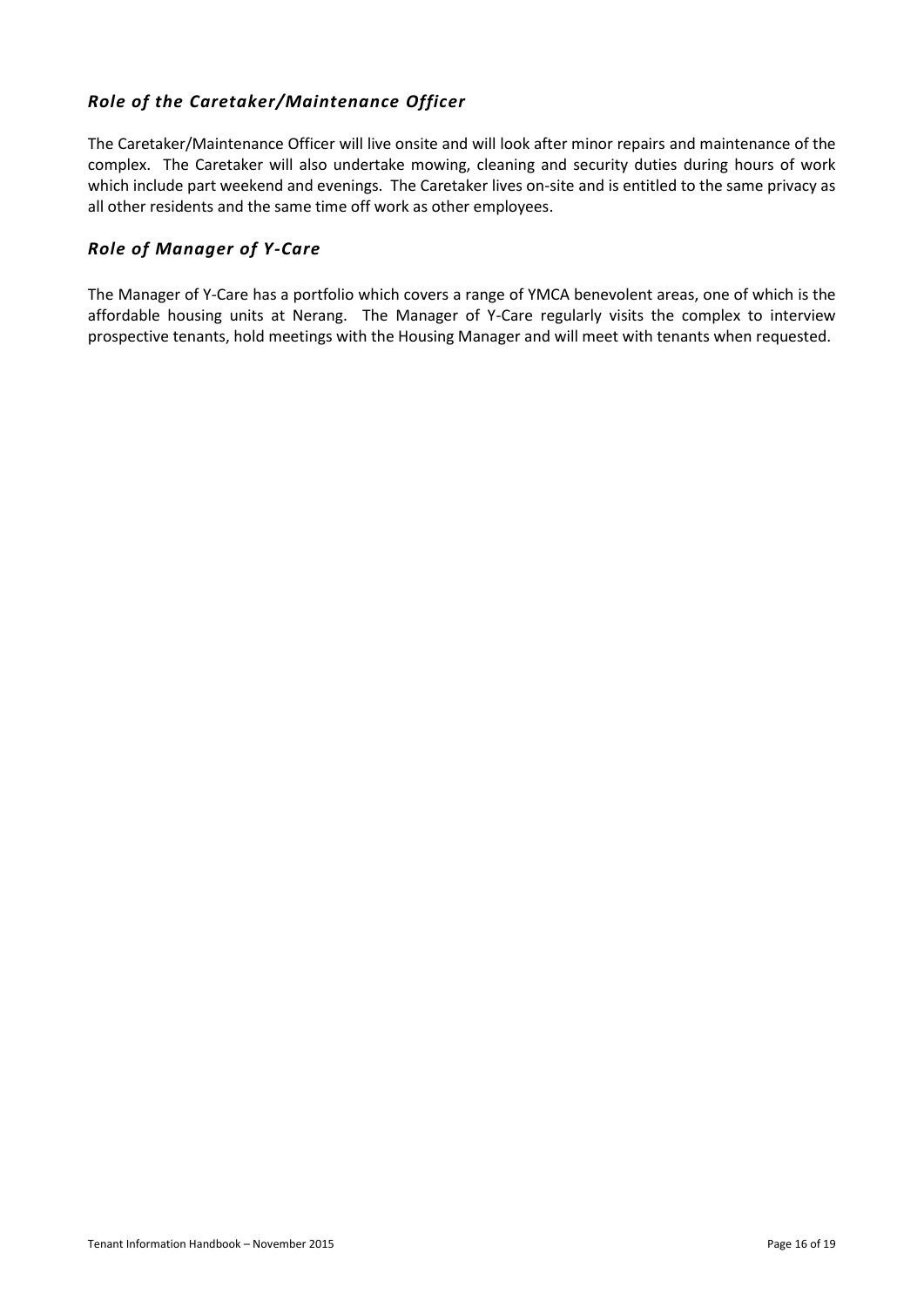### *Role of the Caretaker/Maintenance Officer*

The Caretaker/Maintenance Officer will live onsite and will look after minor repairs and maintenance of the complex. The Caretaker will also undertake mowing, cleaning and security duties during hours of work which include part weekend and evenings. The Caretaker lives on-site and is entitled to the same privacy as all other residents and the same time off work as other employees.

### *Role of Manager of Y-Care*

The Manager of Y-Care has a portfolio which covers a range of YMCA benevolent areas, one of which is the affordable housing units at Nerang. The Manager of Y-Care regularly visits the complex to interview prospective tenants, hold meetings with the Housing Manager and will meet with tenants when requested.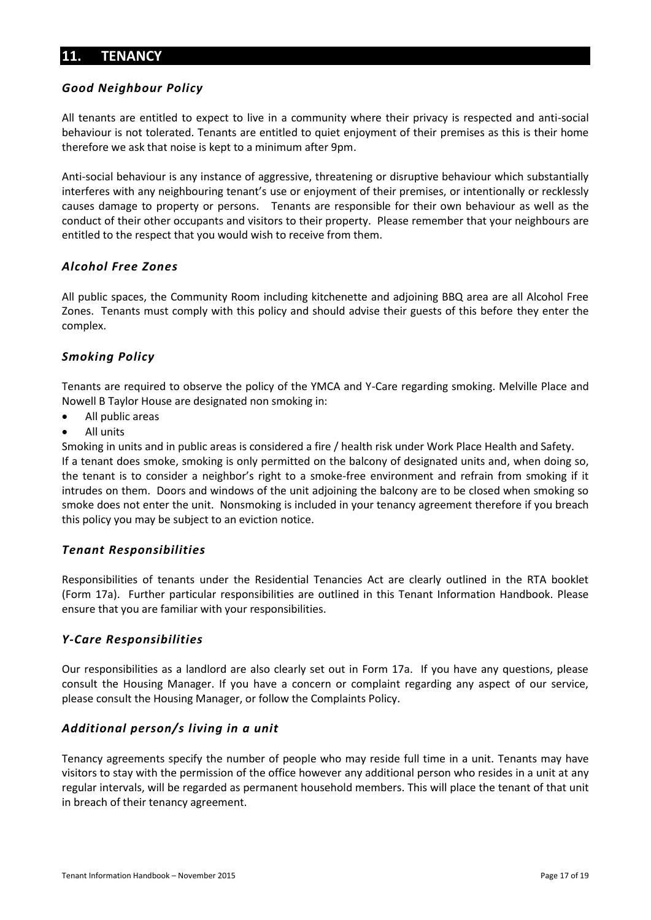## 11. TENANCY

### *Good Neighbour Policy*

All tenants are entitled to expect to live in a community where their privacy is respected and anti-social behaviour is not tolerated. Tenants are entitled to quiet enjoyment of their premises as this is their home therefore we ask that noise is kept to a minimum after 9pm.

Anti-social behaviour is any instance of aggressive, threatening or disruptive behaviour which substantially interferes with any neighbouring tenant's use or enjoyment of their premises, or intentionally or recklessly causes damage to property or persons. Tenants are responsible for their own behaviour as well as the conduct of their other occupants and visitors to their property. Please remember that your neighbours are entitled to the respect that you would wish to receive from them.

### *Alcohol Free Zones*

All public spaces, the Community Room including kitchenette and adjoining BBQ area are all Alcohol Free Zones. Tenants must comply with this policy and should advise their guests of this before they enter the complex.

### *Smoking Policy*

Tenants are required to observe the policy of the YMCA and Y-Care regarding smoking. Melville Place and Nowell B Taylor House are designated non smoking in:

- All public areas
- All units

Smoking in units and in public areas is considered a fire / health risk under Work Place Health and Safety.
If a tenant does smoke, smoking is only permitted on the balcony of designated units and, when doing so, the tenant is to consider a neighbor's right to a smoke-free environment and refrain from smoking if it intrudes on them. Doors and windows of the unit adjoining the balcony are to be closed when smoking so smoke does not enter the unit. Nonsmoking is included in your tenancy agreement therefore if you breach this policy you may be subject to an eviction notice.

### *Tenant Responsibilities*

Responsibilities of tenants under the Residential Tenancies Act are clearly outlined in the RTA booklet (Form 17a). Further particular responsibilities are outlined in this Tenant Information Handbook. Please ensure that you are familiar with your responsibilities.

### *Y-Care Responsibilities*

Our responsibilities as a landlord are also clearly set out in Form 17a. If you have any questions, please consult the Housing Manager. If you have a concern or complaint regarding any aspect of our service, please consult the Housing Manager, or follow the Complaints Policy.

### *Additional person/s living in a unit*

Tenancy agreements specify the number of people who may reside full time in a unit. Tenants may have visitors to stay with the permission of the office however any additional person who resides in a unit at any regular intervals, will be regarded as permanent household members. This will place the tenant of that unit in breach of their tenancy agreement.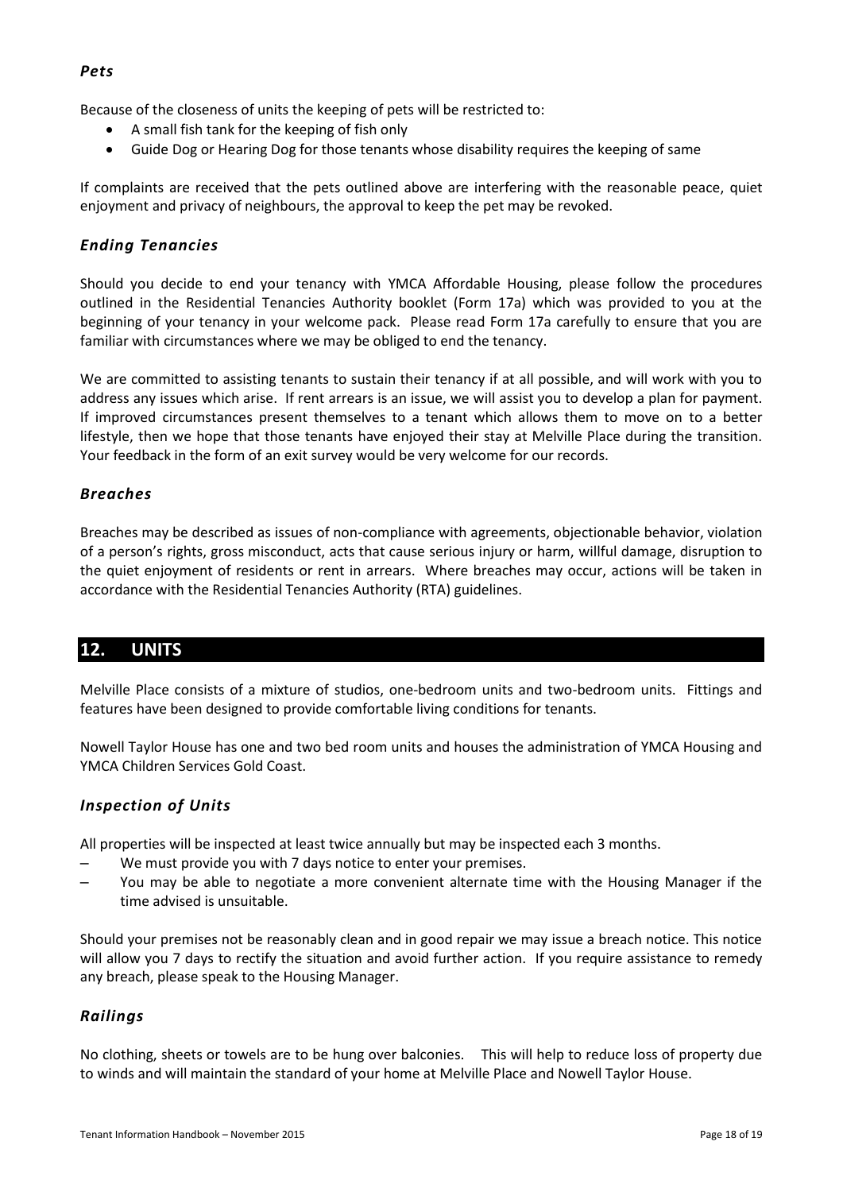### *Pets*

Because of the closeness of units the keeping of pets will be restricted to:

- A small fish tank for the keeping of fish only
- Guide Dog or Hearing Dog for those tenants whose disability requires the keeping of same

If complaints are received that the pets outlined above are interfering with the reasonable peace, quiet enjoyment and privacy of neighbours, the approval to keep the pet may be revoked.

### *Ending Tenancies*

Should you decide to end your tenancy with YMCA Affordable Housing, please follow the procedures outlined in the Residential Tenancies Authority booklet (Form 17a) which was provided to you at the beginning of your tenancy in your welcome pack. Please read Form 17a carefully to ensure that you are familiar with circumstances where we may be obliged to end the tenancy.

We are committed to assisting tenants to sustain their tenancy if at all possible, and will work with you to address any issues which arise. If rent arrears is an issue, we will assist you to develop a plan for payment. If improved circumstances present themselves to a tenant which allows them to move on to a better lifestyle, then we hope that those tenants have enjoyed their stay at Melville Place during the transition. Your feedback in the form of an exit survey would be very welcome for our records.

### *Breaches*

Breaches may be described as issues of non-compliance with agreements, objectionable behavior, violation of a person's rights, gross misconduct, acts that cause serious injury or harm, willful damage, disruption to the quiet enjoyment of residents or rent in arrears. Where breaches may occur, actions will be taken in accordance with the Residential Tenancies Authority (RTA) guidelines.

## 12. UNITS

Melville Place consists of a mixture of studios, one-bedroom units and two-bedroom units. Fittings and features have been designed to provide comfortable living conditions for tenants.

Nowell Taylor House has one and two bed room units and houses the administration of YMCA Housing and YMCA Children Services Gold Coast.

### *Inspection of Units*

All properties will be inspected at least twice annually but may be inspected each 3 months.

- We must provide you with 7 days notice to enter your premises.
- You may be able to negotiate a more convenient alternate time with the Housing Manager if the time advised is unsuitable.

Should your premises not be reasonably clean and in good repair we may issue a breach notice. This notice will allow you 7 days to rectify the situation and avoid further action. If you require assistance to remedy any breach, please speak to the Housing Manager.

### *Railings*

No clothing, sheets or towels are to be hung over balconies. This will help to reduce loss of property due to winds and will maintain the standard of your home at Melville Place and Nowell Taylor House.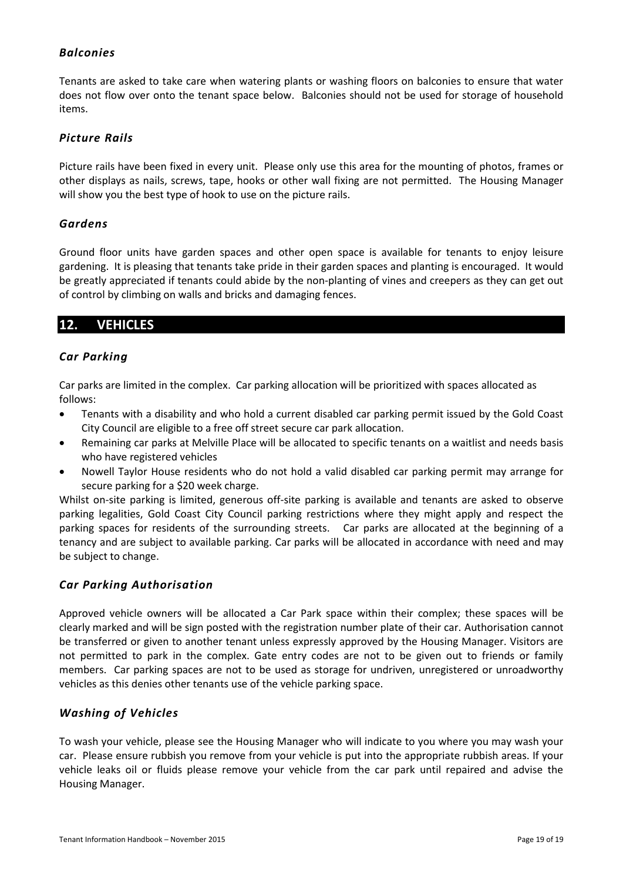### *Balconies*

Tenants are asked to take care when watering plants or washing floors on balconies to ensure that water does not flow over onto the tenant space below. Balconies should not be used for storage of household items.

### *Picture Rails*

Picture rails have been fixed in every unit. Please only use this area for the mounting of photos, frames or other displays as nails, screws, tape, hooks or other wall fixing are not permitted. The Housing Manager will show you the best type of hook to use on the picture rails.

### *Gardens*

Ground floor units have garden spaces and other open space is available for tenants to enjoy leisure gardening. It is pleasing that tenants take pride in their garden spaces and planting is encouraged. It would be greatly appreciated if tenants could abide by the non-planting of vines and creepers as they can get out of control by climbing on walls and bricks and damaging fences.

## 12. VEHICLES

### *Car Parking*

Car parks are limited in the complex. Car parking allocation will be prioritized with spaces allocated as follows:

- Tenants with a disability and who hold a current disabled car parking permit issued by the Gold Coast City Council are eligible to a free off street secure car park allocation.
- Remaining car parks at Melville Place will be allocated to specific tenants on a waitlist and needs basis who have registered vehicles
- Nowell Taylor House residents who do not hold a valid disabled car parking permit may arrange for secure parking for a $20 week charge.

Whilst on-site parking is limited, generous off-site parking is available and tenants are asked to observe parking legalities, Gold Coast City Council parking restrictions where they might apply and respect the parking spaces for residents of the surrounding streets. Car parks are allocated at the beginning of a tenancy and are subject to available parking. Car parks will be allocated in accordance with need and may be subject to change.

### *Car Parking Authorisation*

Approved vehicle owners will be allocated a Car Park space within their complex; these spaces will be clearly marked and will be sign posted with the registration number plate of their car. Authorisation cannot be transferred or given to another tenant unless expressly approved by the Housing Manager. Visitors are not permitted to park in the complex. Gate entry codes are not to be given out to friends or family members. Car parking spaces are not to be used as storage for undriven, unregistered or unroadworthy vehicles as this denies other tenants use of the vehicle parking space.

### *Washing of Vehicles*

To wash your vehicle, please see the Housing Manager who will indicate to you where you may wash your car. Please ensure rubbish you remove from your vehicle is put into the appropriate rubbish areas. If your vehicle leaks oil or fluids please remove your vehicle from the car park until repaired and advise the Housing Manager.